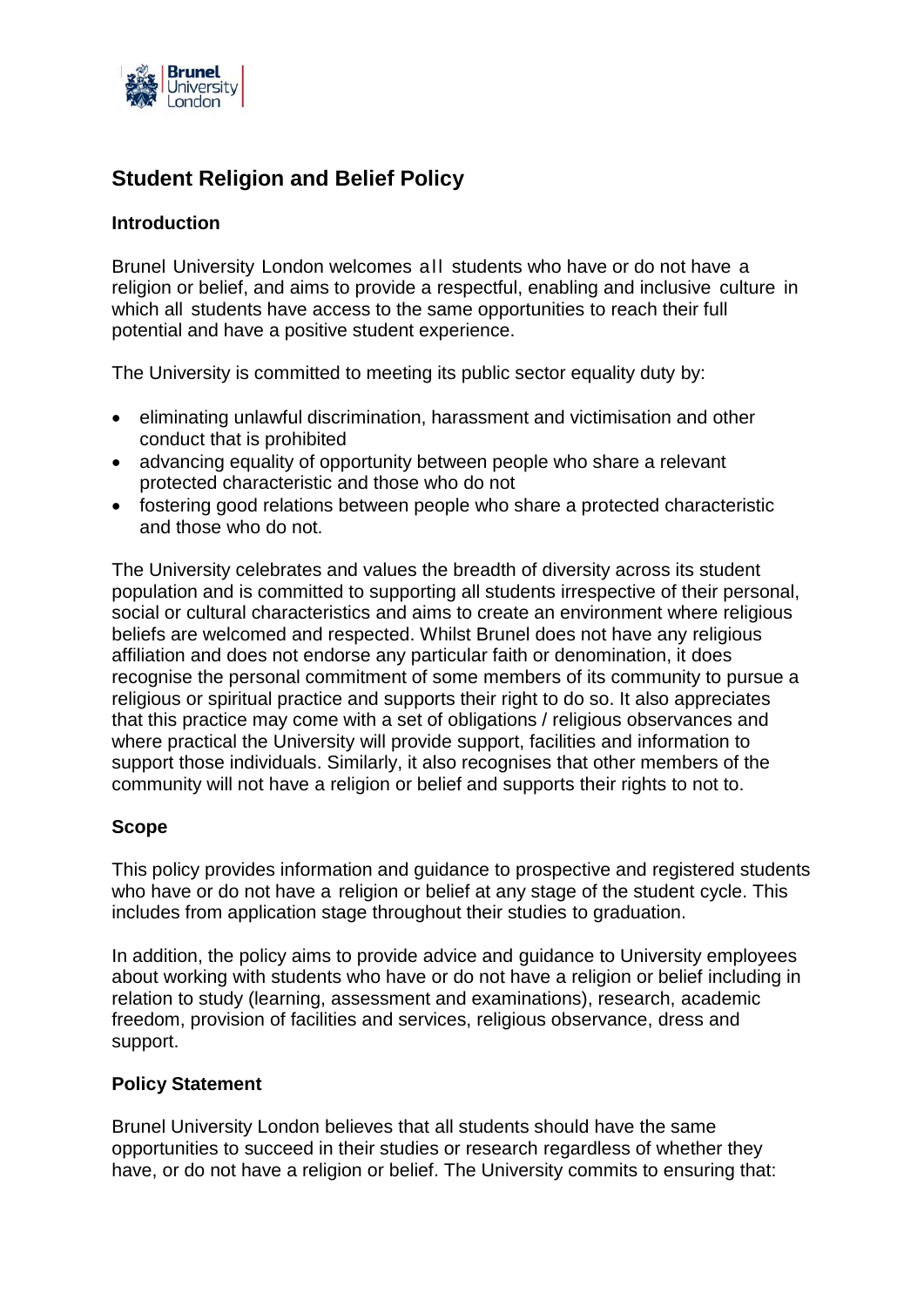# Student Religion and Belief Policy

## Introduction

Brunel University London welcomes all students who have or do not have a religion or belief, and aims to provide a respectful, enabling and inclusive culture in which all students have access to the same opportunities to reach their full potential and have a positive student experience.

The University is committed to meeting its public sector equality duty by:

- eliminating unlawful discrimination, harassment and victimisation and other conduct that is prohibited
- advancing equality of opportunity between people who share a relevant protected characteristic and those who do not
- fostering good relations between people who share a protected characteristic and those who do not.

The University celebrates and values the breadth of diversity across its student population and is committed to supporting all students irrespective of their personal, social or cultural characteristics and aims to create an environment where religious beliefs are welcomed and respected. Whilst Brunel does not have any religious affiliation and does not endorse any particular faith or denomination, it does recognise the personal commitment of some members of its community to pursue a religious or spiritual practice and supports their right to do so. It also appreciates that this practice may come with a set of obligations / religious observances and where practical the University will provide support, facilities and information to support those individuals. Similarly, it also recognises that other members of the community will not have a religion or belief and supports their rights to not to.

## Scope

This policy provides information and guidance to prospective and registered students who have or do not have a religion or belief at any stage of the student cycle. This includes from application stage throughout their studies to graduation.

In addition, the policy aims to provide advice and guidance to University employees about working with students who have or do not have a religion or belief including in relation to study (learning, assessment and examinations), research, academic freedom, provision of facilities and services, religious observance, dress and support.

## Policy Statement

Brunel University London believes that all students should have the same opportunities to succeed in their studies or research regardless of whether they have, or do not have a religion or belief. The University commits to ensuring that: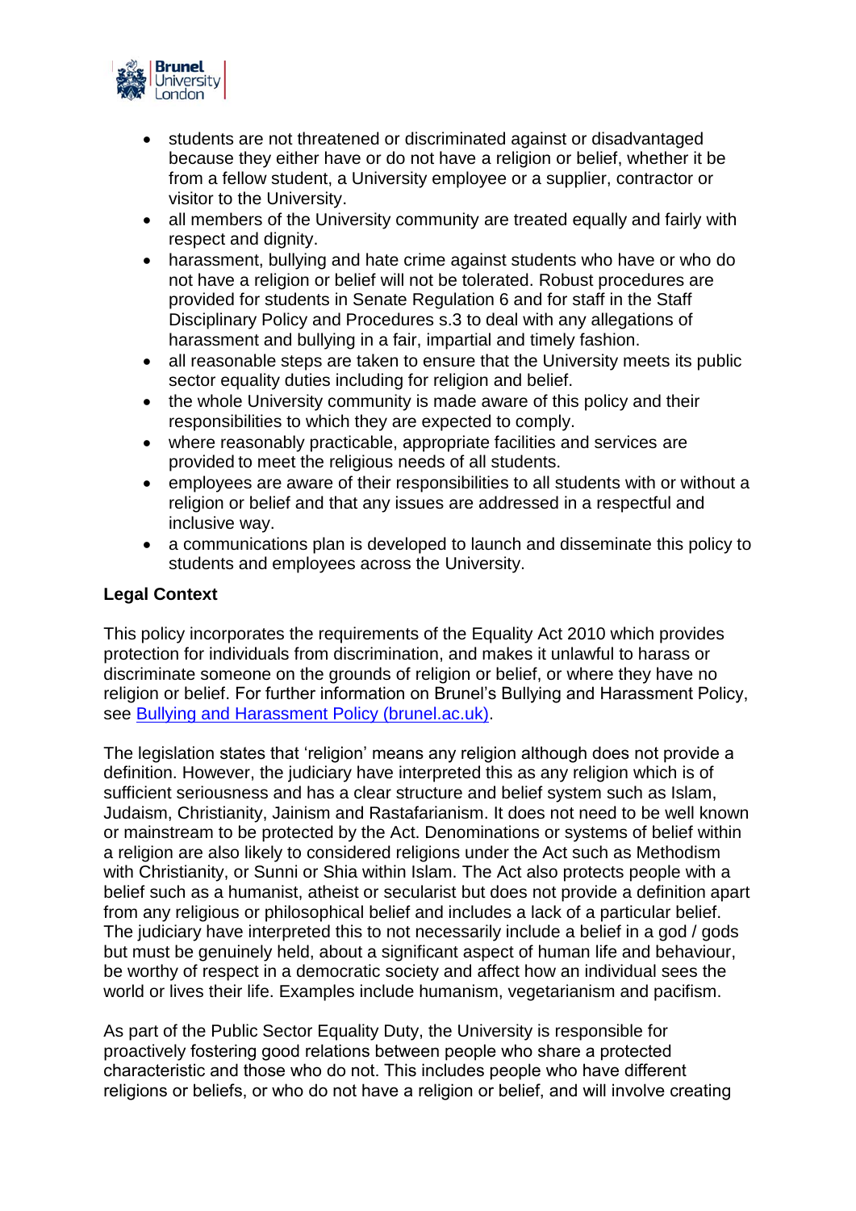- students are not threatened or discriminated against or disadvantaged because they either have or do not have a religion or belief, whether it be from a fellow student, a University employee or a supplier, contractor or visitor to the University.
- all members of the University community are treated equally and fairly with respect and dignity.
- harassment, bullying and hate crime against students who have or who do not have a religion or belief will not be tolerated. Robust procedures are provided for students in Senate Regulation 6 and for staff in the Staff Disciplinary Policy and Procedures s.3 to deal with any allegations of harassment and bullying in a fair, impartial and timely fashion.
- all reasonable steps are taken to ensure that the University meets its public sector equality duties including for religion and belief.
- the whole University community is made aware of this policy and their responsibilities to which they are expected to comply.
- where reasonably practicable, appropriate facilities and services are provided to meet the religious needs of all students.
- employees are aware of their responsibilities to all students with or without a religion or belief and that any issues are addressed in a respectful and inclusive way.
- a communications plan is developed to launch and disseminate this policy to students and employees across the University.

**Legal Context**

This policy incorporates the requirements of the Equality Act 2010 which provides protection for individuals from discrimination, and makes it unlawful to harass or discriminate someone on the grounds of religion or belief, or where they have no religion or belief. For further information on Brunel's Bullying and Harassment Policy, see [Bullying and Harassment Policy (brunel.ac.uk)](brunel.ac.uk).

The legislation states that 'religion' means any religion although does not provide a definition. However, the judiciary have interpreted this as any religion which is of sufficient seriousness and has a clear structure and belief system such as Islam, Judaism, Christianity, Jainism and Rastafarianism. It does not need to be well known or mainstream to be protected by the Act. Denominations or systems of belief within a religion are also likely to considered religions under the Act such as Methodism with Christianity, or Sunni or Shia within Islam. The Act also protects people with a belief such as a humanist, atheist or secularist but does not provide a definition apart from any religious or philosophical belief and includes a lack of a particular belief. The judiciary have interpreted this to not necessarily include a belief in a god / gods but must be genuinely held, about a significant aspect of human life and behaviour, be worthy of respect in a democratic society and affect how an individual sees the world or lives their life. Examples include humanism, vegetarianism and pacifism.

As part of the Public Sector Equality Duty, the University is responsible for proactively fostering good relations between people who share a protected characteristic and those who do not. This includes people who have different religions or beliefs, or who do not have a religion or belief, and will involve creating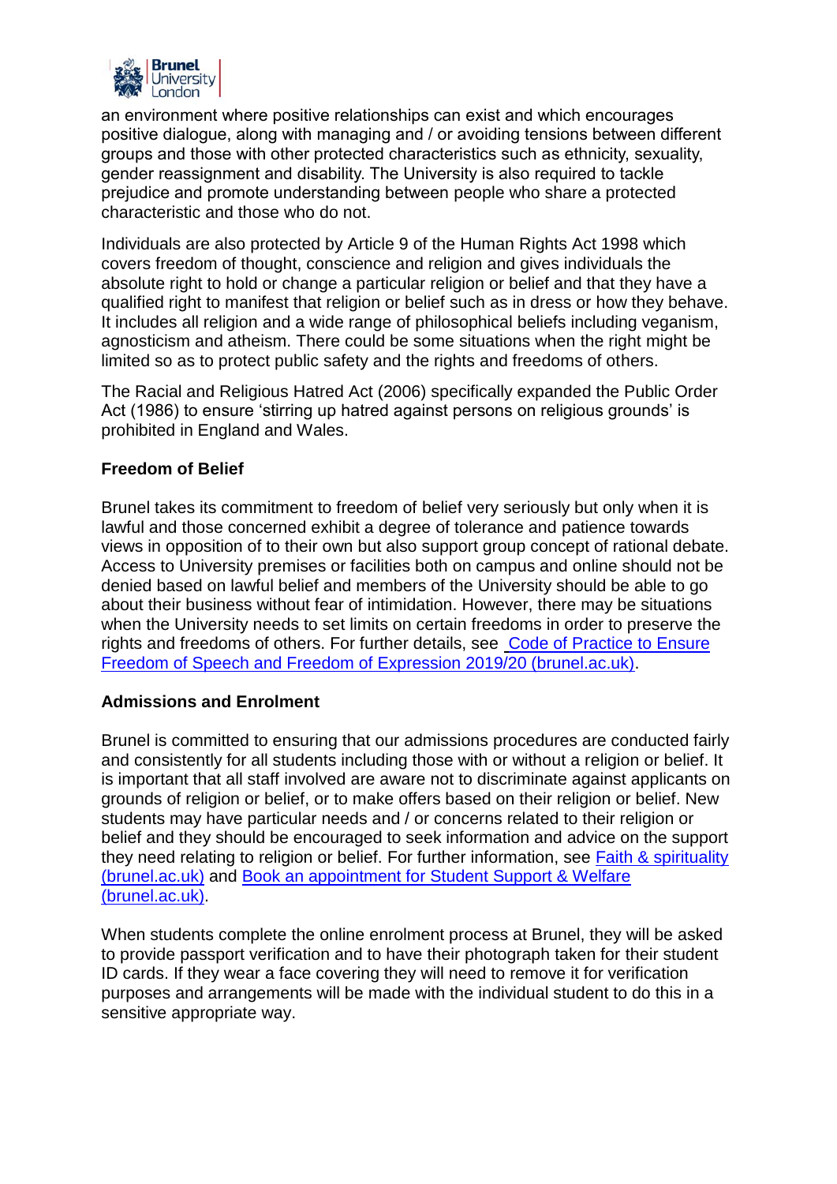an environment where positive relationships can exist and which encourages positive dialogue, along with managing and / or avoiding tensions between different groups and those with other protected characteristics such as ethnicity, sexuality, gender reassignment and disability. The University is also required to tackle prejudice and promote understanding between people who share a protected characteristic and those who do not.

Individuals are also protected by Article 9 of the Human Rights Act 1998 which covers freedom of thought, conscience and religion and gives individuals the absolute right to hold or change a particular religion or belief and that they have a qualified right to manifest that religion or belief such as in dress or how they behave. It includes all religion and a wide range of philosophical beliefs including veganism, agnosticism and atheism. There could be some situations when the right might be limited so as to protect public safety and the rights and freedoms of others.

The Racial and Religious Hatred Act (2006) specifically expanded the Public Order Act (1986) to ensure 'stirring up hatred against persons on religious grounds' is prohibited in England and Wales.

**Freedom of Belief**

Brunel takes its commitment to freedom of belief very seriously but only when it is lawful and those concerned exhibit a degree of tolerance and patience towards views in opposition of to their own but also support group concept of rational debate. Access to University premises or facilities both on campus and online should not be denied based on lawful belief and members of the University should be able to go about their business without fear of intimidation. However, there may be situations when the University needs to set limits on certain freedoms in order to preserve the rights and freedoms of others. For further details, see [Code of Practice to Ensure Freedom of Speech and Freedom of Expression 2019/20 (brunel.ac.uk)].

**Admissions and Enrolment**

Brunel is committed to ensuring that our admissions procedures are conducted fairly and consistently for all students including those with or without a religion or belief. It is important that all staff involved are aware not to discriminate against applicants on grounds of religion or belief, or to make offers based on their religion or belief. New students may have particular needs and / or concerns related to their religion or belief and they should be encouraged to seek information and advice on the support they need relating to religion or belief. For further information, see [Faith & spirituality (brunel.ac.uk)] and [Book an appointment for Student Support & Welfare (brunel.ac.uk)].

When students complete the online enrolment process at Brunel, they will be asked to provide passport verification and to have their photograph taken for their student ID cards. If they wear a face covering they will need to remove it for verification purposes and arrangements will be made with the individual student to do this in a sensitive appropriate way.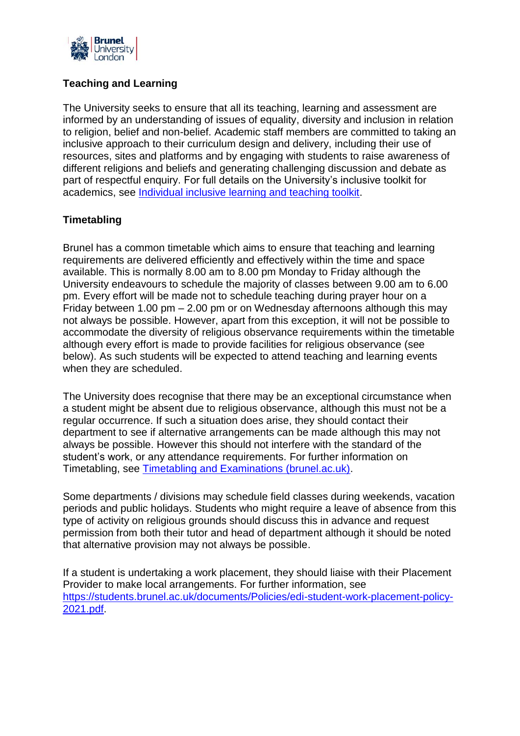## Teaching and Learning

The University seeks to ensure that all its teaching, learning and assessment are informed by an understanding of issues of equality, diversity and inclusion in relation to religion, belief and non-belief. Academic staff members are committed to taking an inclusive approach to their curriculum design and delivery, including their use of resources, sites and platforms and by engaging with students to raise awareness of different religions and beliefs and generating challenging discussion and debate as part of respectful enquiry. For full details on the University's inclusive toolkit for academics, see [Individual inclusive learning and teaching toolkit](Individual inclusive learning and teaching toolkit).

## Timetabling

Brunel has a common timetable which aims to ensure that teaching and learning requirements are delivered efficiently and effectively within the time and space available. This is normally 8.00 am to 8.00 pm Monday to Friday although the University endeavours to schedule the majority of classes between 9.00 am to 6.00 pm. Every effort will be made not to schedule teaching during prayer hour on a Friday between 1.00 pm – 2.00 pm or on Wednesday afternoons although this may not always be possible. However, apart from this exception, it will not be possible to accommodate the diversity of religious observance requirements within the timetable although every effort is made to provide facilities for religious observance (see below). As such students will be expected to attend teaching and learning events when they are scheduled.

The University does recognise that there may be an exceptional circumstance when a student might be absent due to religious observance, although this must not be a regular occurrence. If such a situation does arise, they should contact their department to see if alternative arrangements can be made although this may not always be possible. However this should not interfere with the standard of the student's work, or any attendance requirements. For further information on Timetabling, see [Timetabling and Examinations (brunel.ac.uk)](Timetabling and Examinations (brunel.ac.uk)).

Some departments / divisions may schedule field classes during weekends, vacation periods and public holidays. Students who might require a leave of absence from this type of activity on religious grounds should discuss this in advance and request permission from both their tutor and head of department although it should be noted that alternative provision may not always be possible.

If a student is undertaking a work placement, they should liaise with their Placement Provider to make local arrangements. For further information, see https://students.brunel.ac.uk/documents/Policies/edi-student-work-placement-policy-2021.pdf.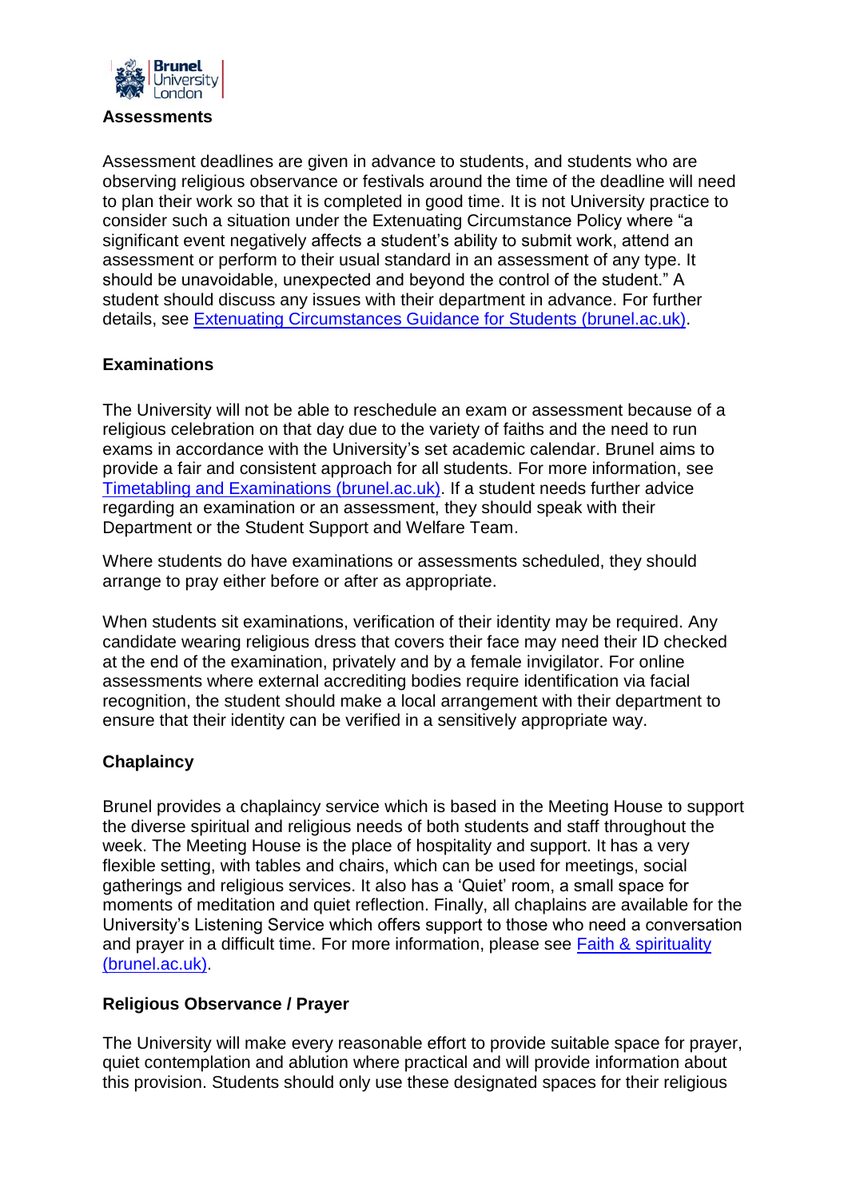## Assessments

Assessment deadlines are given in advance to students, and students who are observing religious observance or festivals around the time of the deadline will need to plan their work so that it is completed in good time. It is not University practice to consider such a situation under the Extenuating Circumstance Policy where "a significant event negatively affects a student's ability to submit work, attend an assessment or perform to their usual standard in an assessment of any type. It should be unavoidable, unexpected and beyond the control of the student." A student should discuss any issues with their department in advance. For further details, see [Extenuating Circumstances Guidance for Students (brunel.ac.uk)](brunel.ac.uk).

## Examinations

The University will not be able to reschedule an exam or assessment because of a religious celebration on that day due to the variety of faiths and the need to run exams in accordance with the University's set academic calendar. Brunel aims to provide a fair and consistent approach for all students. For more information, see [Timetabling and Examinations (brunel.ac.uk)](brunel.ac.uk). If a student needs further advice regarding an examination or an assessment, they should speak with their Department or the Student Support and Welfare Team.

Where students do have examinations or assessments scheduled, they should arrange to pray either before or after as appropriate.

When students sit examinations, verification of their identity may be required. Any candidate wearing religious dress that covers their face may need their ID checked at the end of the examination, privately and by a female invigilator. For online assessments where external accrediting bodies require identification via facial recognition, the student should make a local arrangement with their department to ensure that their identity can be verified in a sensitively appropriate way.

## Chaplaincy

Brunel provides a chaplaincy service which is based in the Meeting House to support the diverse spiritual and religious needs of both students and staff throughout the week. The Meeting House is the place of hospitality and support. It has a very flexible setting, with tables and chairs, which can be used for meetings, social gatherings and religious services. It also has a 'Quiet' room, a small space for moments of meditation and quiet reflection. Finally, all chaplains are available for the University's Listening Service which offers support to those who need a conversation and prayer in a difficult time. For more information, please see [Faith & spirituality (brunel.ac.uk)](brunel.ac.uk).

## Religious Observance / Prayer

The University will make every reasonable effort to provide suitable space for prayer, quiet contemplation and ablution where practical and will provide information about this provision. Students should only use these designated spaces for their religious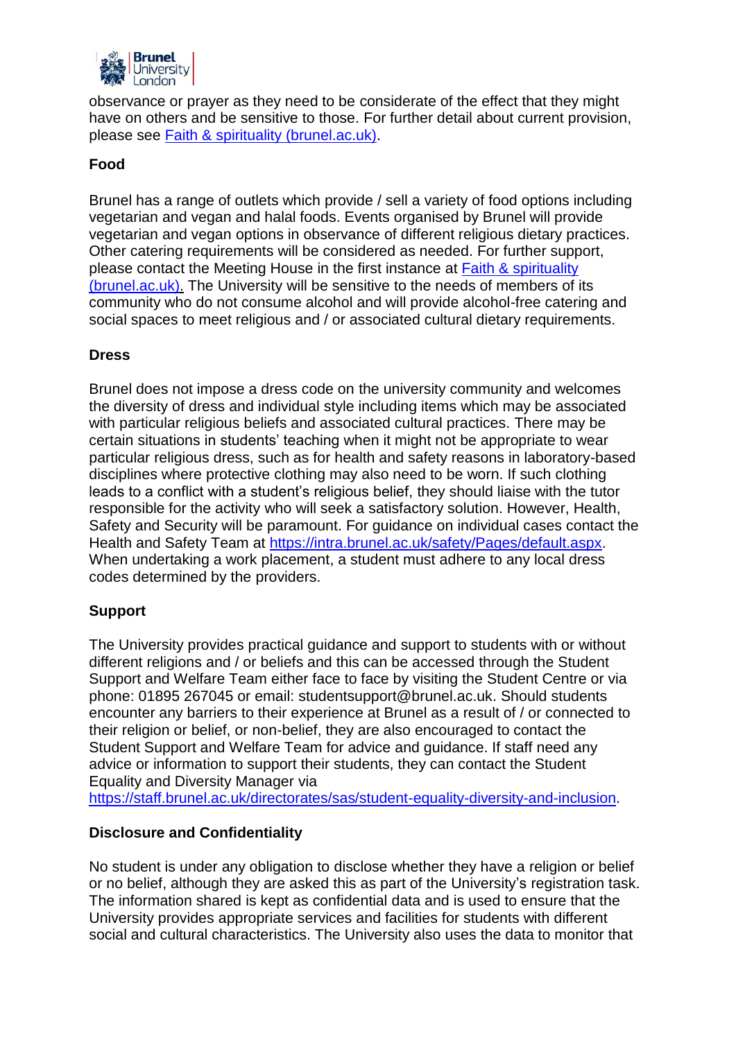observance or prayer as they need to be considerate of the effect that they might have on others and be sensitive to those. For further detail about current provision, please see [Faith & spirituality (brunel.ac.uk)](brunel.ac.uk).

**Food**

Brunel has a range of outlets which provide / sell a variety of food options including vegetarian and vegan and halal foods. Events organised by Brunel will provide vegetarian and vegan options in observance of different religious dietary practices. Other catering requirements will be considered as needed. For further support, please contact the Meeting House in the first instance at [Faith & spirituality (brunel.ac.uk).](brunel.ac.uk) The University will be sensitive to the needs of members of its community who do not consume alcohol and will provide alcohol-free catering and social spaces to meet religious and / or associated cultural dietary requirements.

**Dress**

Brunel does not impose a dress code on the university community and welcomes the diversity of dress and individual style including items which may be associated with particular religious beliefs and associated cultural practices. There may be certain situations in students' teaching when it might not be appropriate to wear particular religious dress, such as for health and safety reasons in laboratory-based disciplines where protective clothing may also need to be worn. If such clothing leads to a conflict with a student's religious belief, they should liaise with the tutor responsible for the activity who will seek a satisfactory solution. However, Health, Safety and Security will be paramount. For guidance on individual cases contact the Health and Safety Team at https://intra.brunel.ac.uk/safety/Pages/default.aspx. When undertaking a work placement, a student must adhere to any local dress codes determined by the providers.

**Support**

The University provides practical guidance and support to students with or without different religions and / or beliefs and this can be accessed through the Student Support and Welfare Team either face to face by visiting the Student Centre or via phone: 01895 267045 or email: studentsupport@brunel.ac.uk. Should students encounter any barriers to their experience at Brunel as a result of / or connected to their religion or belief, or non-belief, they are also encouraged to contact the Student Support and Welfare Team for advice and guidance. If staff need any advice or information to support their students, they can contact the Student Equality and Diversity Manager via https://staff.brunel.ac.uk/directorates/sas/student-equality-diversity-and-inclusion.

**Disclosure and Confidentiality**

No student is under any obligation to disclose whether they have a religion or belief or no belief, although they are asked this as part of the University's registration task. The information shared is kept as confidential data and is used to ensure that the University provides appropriate services and facilities for students with different social and cultural characteristics. The University also uses the data to monitor that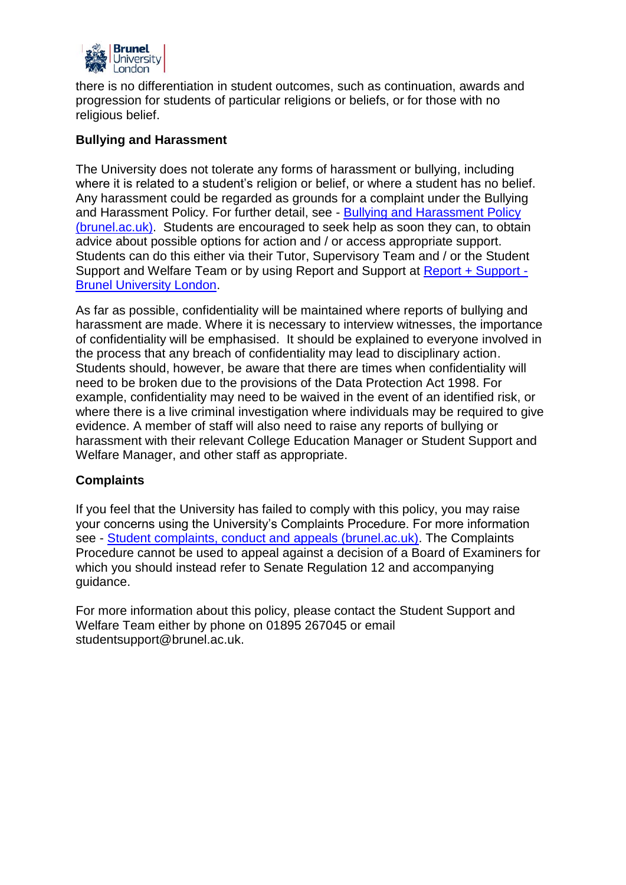there is no differentiation in student outcomes, such as continuation, awards and progression for students of particular religions or beliefs, or for those with no religious belief.

**Bullying and Harassment**

The University does not tolerate any forms of harassment or bullying, including where it is related to a student's religion or belief, or where a student has no belief. Any harassment could be regarded as grounds for a complaint under the Bullying and Harassment Policy. For further detail, see - [Bullying and Harassment Policy (brunel.ac.uk)](). Students are encouraged to seek help as soon they can, to obtain advice about possible options for action and / or access appropriate support. Students can do this either via their Tutor, Supervisory Team and / or the Student Support and Welfare Team or by using Report and Support at [Report + Support - Brunel University London]().

As far as possible, confidentiality will be maintained where reports of bullying and harassment are made. Where it is necessary to interview witnesses, the importance of confidentiality will be emphasised. It should be explained to everyone involved in the process that any breach of confidentiality may lead to disciplinary action. Students should, however, be aware that there are times when confidentiality will need to be broken due to the provisions of the Data Protection Act 1998. For example, confidentiality may need to be waived in the event of an identified risk, or where there is a live criminal investigation where individuals may be required to give evidence. A member of staff will also need to raise any reports of bullying or harassment with their relevant College Education Manager or Student Support and Welfare Manager, and other staff as appropriate.

**Complaints**

If you feel that the University has failed to comply with this policy, you may raise your concerns using the University's Complaints Procedure. For more information see - [Student complaints, conduct and appeals (brunel.ac.uk)](). The Complaints Procedure cannot be used to appeal against a decision of a Board of Examiners for which you should instead refer to Senate Regulation 12 and accompanying guidance.

For more information about this policy, please contact the Student Support and Welfare Team either by phone on 01895 267045 or email studentsupport@brunel.ac.uk.